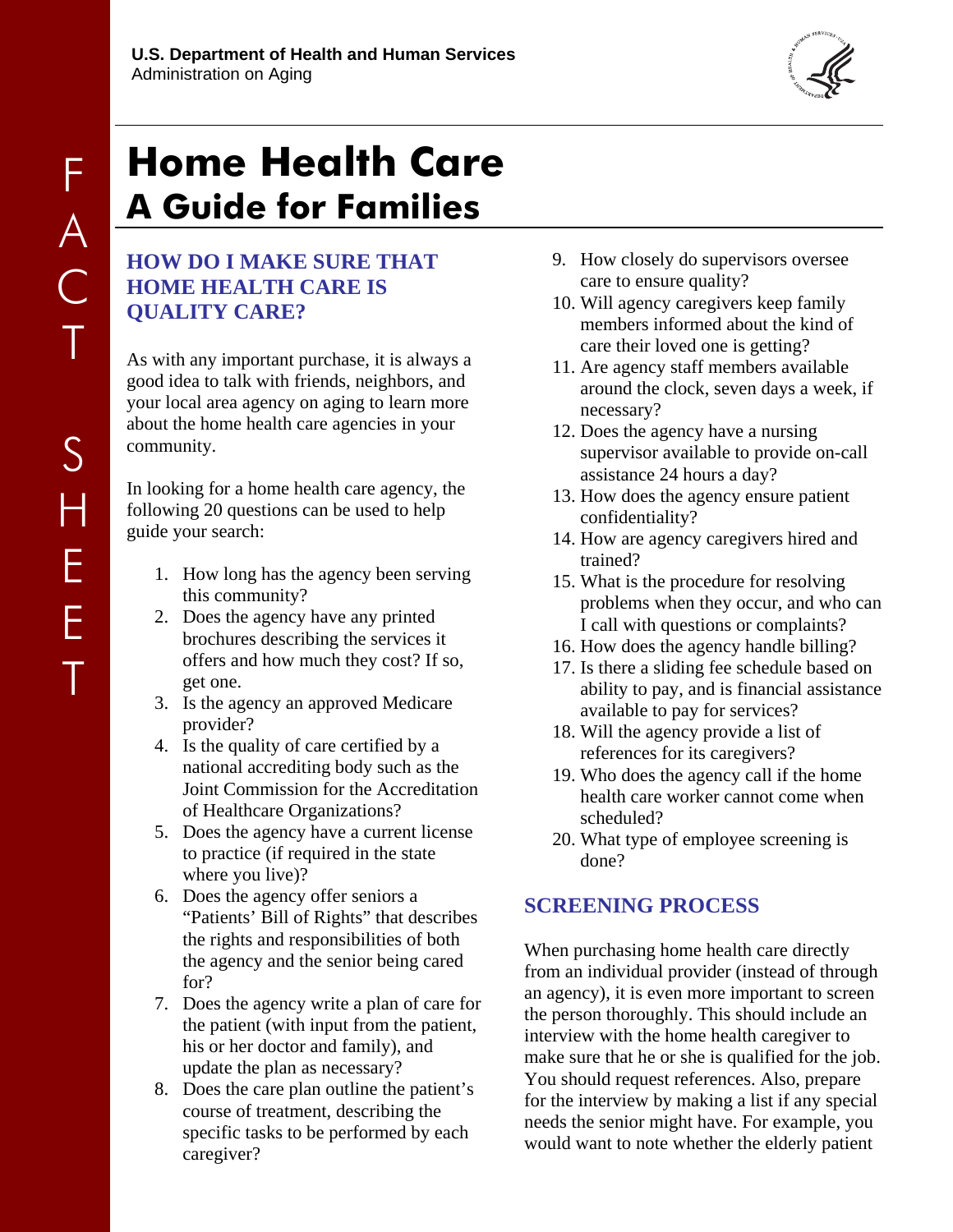U.S. Department of Health and Human Services
Administration on Aging

FACT SHEET

# Home Health Care
## A Guide for Families

### HOW DO I MAKE SURE THAT HOME HEALTH CARE IS QUALITY CARE?

As with any important purchase, it is always a good idea to talk with friends, neighbors, and your local area agency on aging to learn more about the home health care agencies in your community.

In looking for a home health care agency, the following 20 questions can be used to help guide your search:

1. How long has the agency been serving this community?
2. Does the agency have any printed brochures describing the services it offers and how much they cost? If so, get one.
3. Is the agency an approved Medicare provider?
4. Is the quality of care certified by a national accrediting body such as the Joint Commission for the Accreditation of Healthcare Organizations?
5. Does the agency have a current license to practice (if required in the state where you live)?
6. Does the agency offer seniors a "Patients' Bill of Rights" that describes the rights and responsibilities of both the agency and the senior being cared for?
7. Does the agency write a plan of care for the patient (with input from the patient, his or her doctor and family), and update the plan as necessary?
8. Does the care plan outline the patient's course of treatment, describing the specific tasks to be performed by each caregiver?
9. How closely do supervisors oversee care to ensure quality?
10. Will agency caregivers keep family members informed about the kind of care their loved one is getting?
11. Are agency staff members available around the clock, seven days a week, if necessary?
12. Does the agency have a nursing supervisor available to provide on-call assistance 24 hours a day?
13. How does the agency ensure patient confidentiality?
14. How are agency caregivers hired and trained?
15. What is the procedure for resolving problems when they occur, and who can I call with questions or complaints?
16. How does the agency handle billing?
17. Is there a sliding fee schedule based on ability to pay, and is financial assistance available to pay for services?
18. Will the agency provide a list of references for its caregivers?
19. Who does the agency call if the home health care worker cannot come when scheduled?
20. What type of employee screening is done?

### SCREENING PROCESS

When purchasing home health care directly from an individual provider (instead of through an agency), it is even more important to screen the person thoroughly. This should include an interview with the home health caregiver to make sure that he or she is qualified for the job. You should request references. Also, prepare for the interview by making a list if any special needs the senior might have. For example, you would want to note whether the elderly patient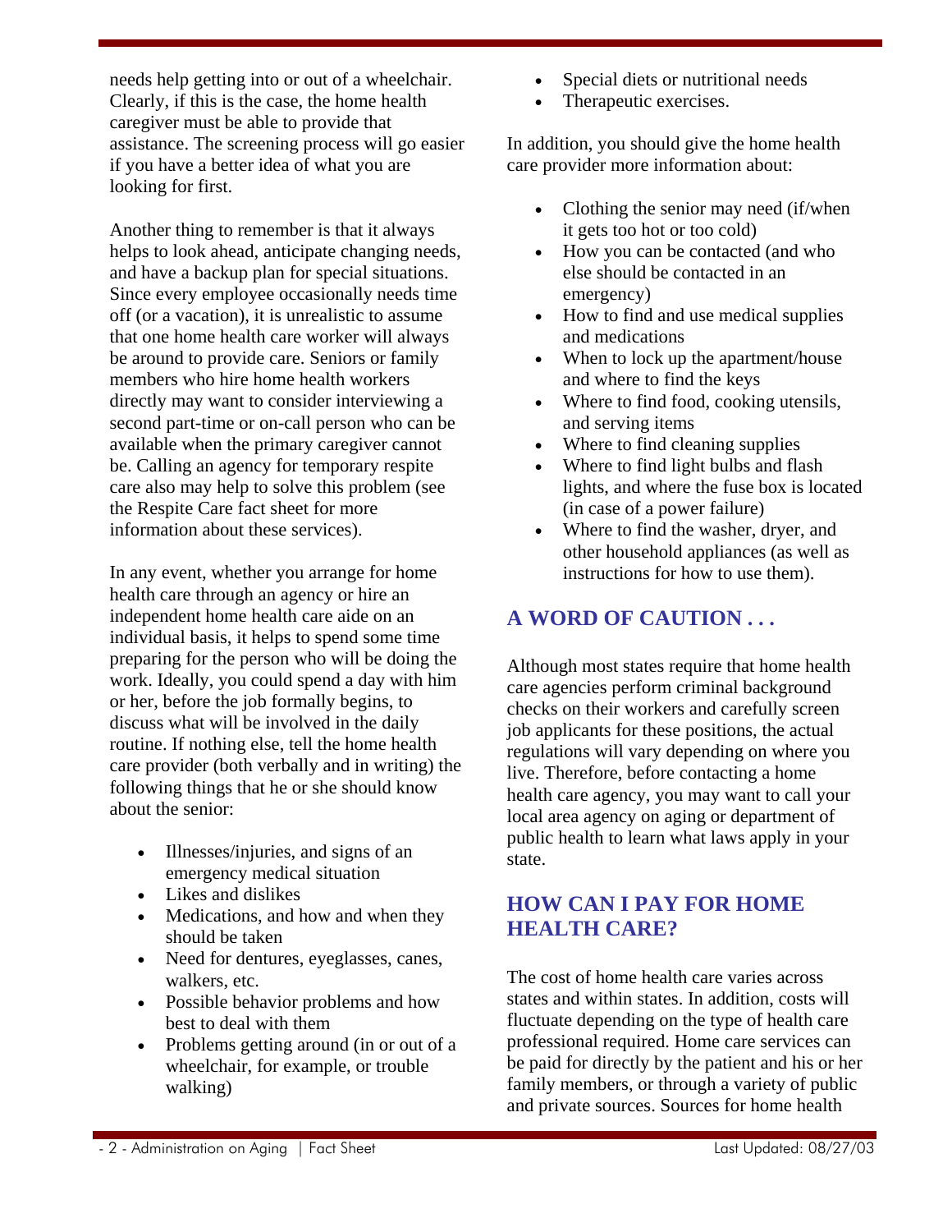needs help getting into or out of a wheelchair. Clearly, if this is the case, the home health caregiver must be able to provide that assistance. The screening process will go easier if you have a better idea of what you are looking for first.

Another thing to remember is that it always helps to look ahead, anticipate changing needs, and have a backup plan for special situations. Since every employee occasionally needs time off (or a vacation), it is unrealistic to assume that one home health care worker will always be around to provide care. Seniors or family members who hire home health workers directly may want to consider interviewing a second part-time or on-call person who can be available when the primary caregiver cannot be. Calling an agency for temporary respite care also may help to solve this problem (see the Respite Care fact sheet for more information about these services).

In any event, whether you arrange for home health care through an agency or hire an independent home health care aide on an individual basis, it helps to spend some time preparing for the person who will be doing the work. Ideally, you could spend a day with him or her, before the job formally begins, to discuss what will be involved in the daily routine. If nothing else, tell the home health care provider (both verbally and in writing) the following things that he or she should know about the senior:

- Illnesses/injuries, and signs of an emergency medical situation
- Likes and dislikes
- Medications, and how and when they should be taken
- Need for dentures, eyeglasses, canes, walkers, etc.
- Possible behavior problems and how best to deal with them
- Problems getting around (in or out of a wheelchair, for example, or trouble walking)
- Special diets or nutritional needs
- Therapeutic exercises.

In addition, you should give the home health care provider more information about:

- Clothing the senior may need (if/when it gets too hot or too cold)
- How you can be contacted (and who else should be contacted in an emergency)
- How to find and use medical supplies and medications
- When to lock up the apartment/house and where to find the keys
- Where to find food, cooking utensils, and serving items
- Where to find cleaning supplies
- Where to find light bulbs and flash lights, and where the fuse box is located (in case of a power failure)
- Where to find the washer, dryer, and other household appliances (as well as instructions for how to use them).

## A WORD OF CAUTION . . .

Although most states require that home health care agencies perform criminal background checks on their workers and carefully screen job applicants for these positions, the actual regulations will vary depending on where you live. Therefore, before contacting a home health care agency, you may want to call your local area agency on aging or department of public health to learn what laws apply in your state.

## HOW CAN I PAY FOR HOME HEALTH CARE?

The cost of home health care varies across states and within states. In addition, costs will fluctuate depending on the type of health care professional required. Home care services can be paid for directly by the patient and his or her family members, or through a variety of public and private sources. Sources for home health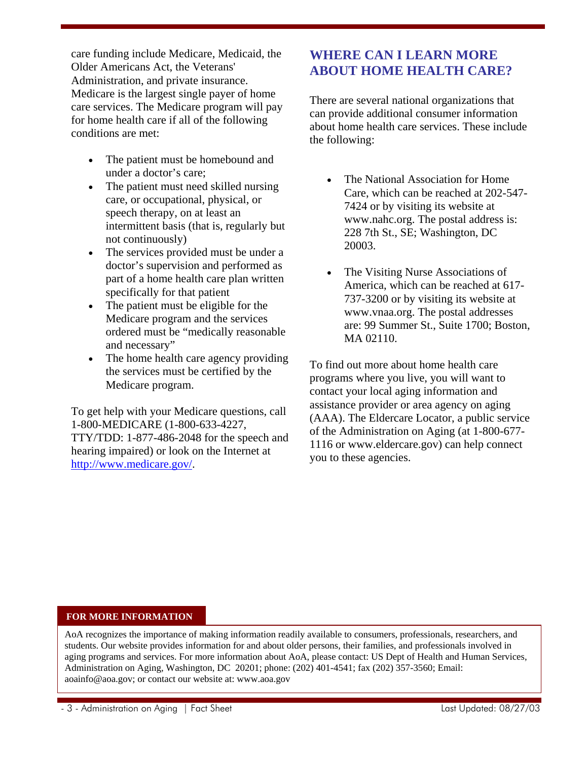care funding include Medicare, Medicaid, the Older Americans Act, the Veterans' Administration, and private insurance. Medicare is the largest single payer of home care services. The Medicare program will pay for home health care if all of the following conditions are met:

- The patient must be homebound and under a doctor's care;
- The patient must need skilled nursing care, or occupational, physical, or speech therapy, on at least an intermittent basis (that is, regularly but not continuously)
- The services provided must be under a doctor's supervision and performed as part of a home health care plan written specifically for that patient
- The patient must be eligible for the Medicare program and the services ordered must be "medically reasonable and necessary"
- The home health care agency providing the services must be certified by the Medicare program.

To get help with your Medicare questions, call 1-800-MEDICARE (1-800-633-4227, TTY/TDD: 1-877-486-2048 for the speech and hearing impaired) or look on the Internet at http://www.medicare.gov/.

## WHERE CAN I LEARN MORE ABOUT HOME HEALTH CARE?

There are several national organizations that can provide additional consumer information about home health care services. These include the following:

- The National Association for Home Care, which can be reached at 202-547-7424 or by visiting its website at www.nahc.org. The postal address is: 228 7th St., SE; Washington, DC 20003.

- The Visiting Nurse Associations of America, which can be reached at 617-737-3200 or by visiting its website at www.vnaa.org. The postal addresses are: 99 Summer St., Suite 1700; Boston, MA 02110.

To find out more about home health care programs where you live, you will want to contact your local aging information and assistance provider or area agency on aging (AAA). The Eldercare Locator, a public service of the Administration on Aging (at 1-800-677-1116 or www.eldercare.gov) can help connect you to these agencies.

**FOR MORE INFORMATION**

AoA recognizes the importance of making information readily available to consumers, professionals, researchers, and students. Our website provides information for and about older persons, their families, and professionals involved in aging programs and services. For more information about AoA, please contact: US Dept of Health and Human Services, Administration on Aging, Washington, DC 20201; phone: (202) 401-4541; fax (202) 357-3560; Email: aoainfo@aoa.gov; or contact our website at: www.aoa.gov

Last Updated: 08/27/03